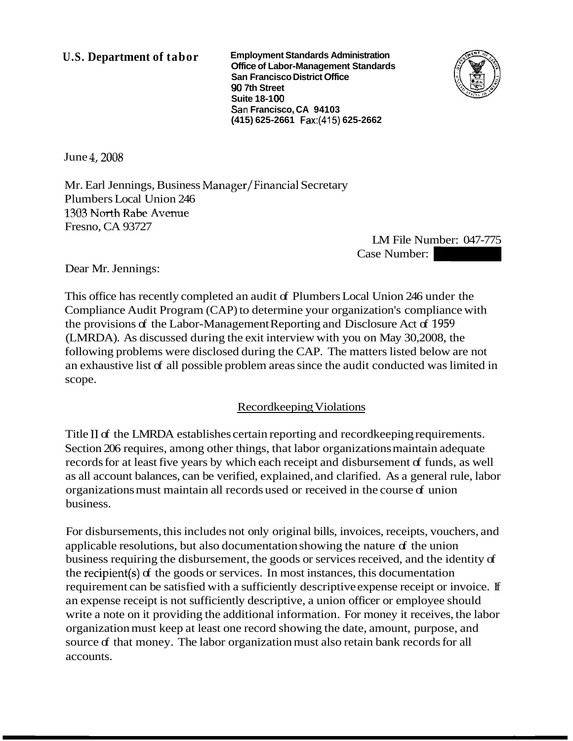**U.S. Department of tabor**

**Employment Standards Administration**
**Office of Labor-Management Standards**
**San Francisco District Office**
**90 7th Street**
**Suite 18-100**
**San Francisco, CA 94103**
**(415) 625-2661 Fax:(415) 625-2662**

June 4, 2008

Mr. Earl Jennings, Business Manager/Financial Secretary
Plumbers Local Union 246
1303 North Rabe Avenue
Fresno, CA 93727

LM File Number: 047-775
Case Number:

Dear Mr. Jennings:

This office has recently completed an audit of Plumbers Local Union 246 under the Compliance Audit Program (CAP) to determine your organization's compliance with the provisions of the Labor-Management Reporting and Disclosure Act of 1959 (LMRDA). As discussed during the exit interview with you on May 30,2008, the following problems were disclosed during the CAP. The matters listed below are not an exhaustive list of all possible problem areas since the audit conducted was limited in scope.

## Recordkeeping Violations

Title II of the LMRDA establishes certain reporting and recordkeeping requirements. Section 206 requires, among other things, that labor organizations maintain adequate records for at least five years by which each receipt and disbursement of funds, as well as all account balances, can be verified, explained, and clarified. As a general rule, labor organizations must maintain all records used or received in the course of union business.

For disbursements, this includes not only original bills, invoices, receipts, vouchers, and applicable resolutions, but also documentation showing the nature of the union business requiring the disbursement, the goods or services received, and the identity of the recipient(s) of the goods or services. In most instances, this documentation requirement can be satisfied with a sufficiently descriptive expense receipt or invoice. If an expense receipt is not sufficiently descriptive, a union officer or employee should write a note on it providing the additional information. For money it receives, the labor organization must keep at least one record showing the date, amount, purpose, and source of that money. The labor organization must also retain bank records for all accounts.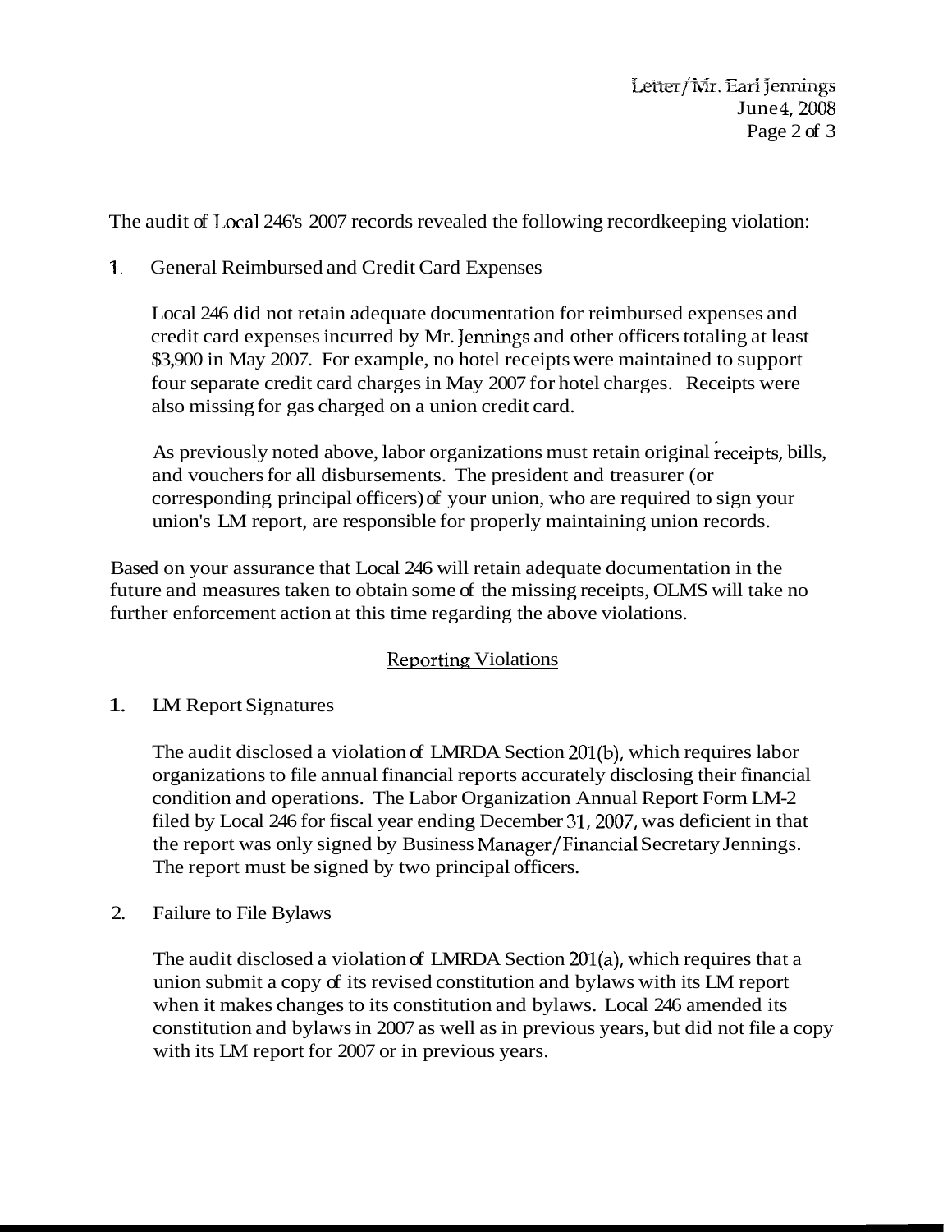The audit of Local 246's 2007 records revealed the following recordkeeping violation:

1. General Reimbursed and Credit Card Expenses

   Local 246 did not retain adequate documentation for reimbursed expenses and credit card expenses incurred by Mr. Jennings and other officers totaling at least $3,900 in May 2007. For example, no hotel receipts were maintained to support four separate credit card charges in May 2007 for hotel charges. Receipts were also missing for gas charged on a union credit card.

   As previously noted above, labor organizations must retain original receipts, bills, and vouchers for all disbursements. The president and treasurer (or corresponding principal officers) of your union, who are required to sign your union's LM report, are responsible for properly maintaining union records.

Based on your assurance that Local 246 will retain adequate documentation in the future and measures taken to obtain some of the missing receipts, OLMS will take no further enforcement action at this time regarding the above violations.

## Reporting Violations

1. LM Report Signatures

   The audit disclosed a violation of LMRDA Section 201(b), which requires labor organizations to file annual financial reports accurately disclosing their financial condition and operations. The Labor Organization Annual Report Form LM-2 filed by Local 246 for fiscal year ending December 31, 2007, was deficient in that the report was only signed by Business Manager/Financial Secretary Jennings. The report must be signed by two principal officers.

2. Failure to File Bylaws

   The audit disclosed a violation of LMRDA Section 201(a), which requires that a union submit a copy of its revised constitution and bylaws with its LM report when it makes changes to its constitution and bylaws. Local 246 amended its constitution and bylaws in 2007 as well as in previous years, but did not file a copy with its LM report for 2007 or in previous years.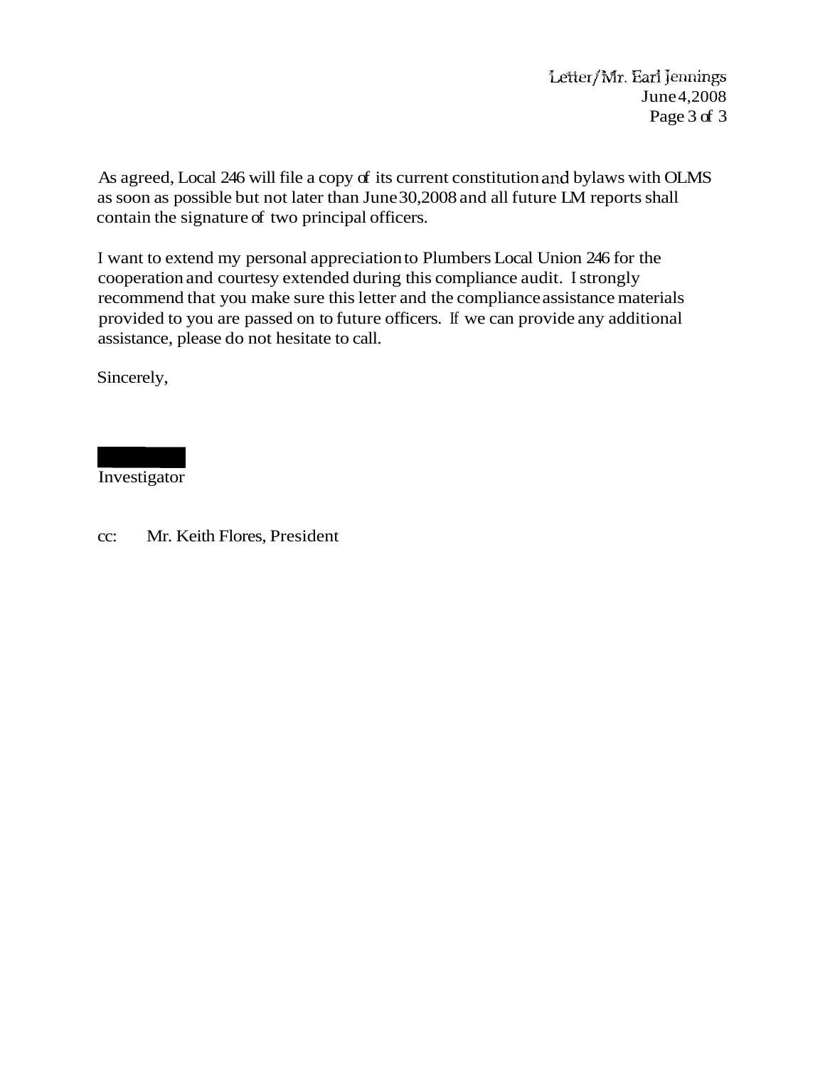As agreed, Local 246 will file a copy of its current constitution and bylaws with OLMS as soon as possible but not later than June 30, 2008 and all future LM reports shall contain the signature of two principal officers.

I want to extend my personal appreciation to Plumbers Local Union 246 for the cooperation and courtesy extended during this compliance audit. I strongly recommend that you make sure this letter and the compliance assistance materials provided to you are passed on to future officers. If we can provide any additional assistance, please do not hesitate to call.

Sincerely,

Investigator

cc: Mr. Keith Flores, President